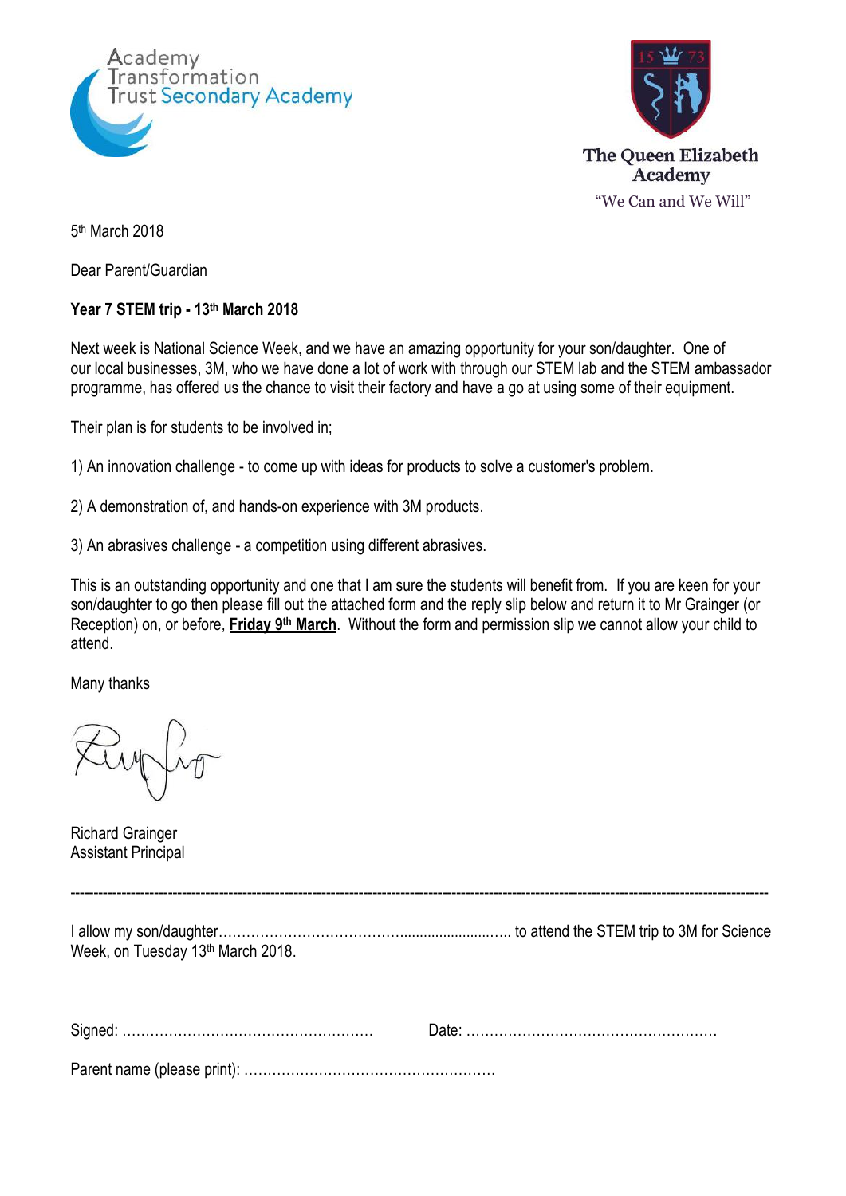Academy Transformation Trust Secondary Academy

The Queen Elizabeth Academy
"We Can and We Will"

5th March 2018

Dear Parent/Guardian

**Year 7 STEM trip - 13th March 2018**

Next week is National Science Week, and we have an amazing opportunity for your son/daughter. One of our local businesses, 3M, who we have done a lot of work with through our STEM lab and the STEM ambassador programme, has offered us the chance to visit their factory and have a go at using some of their equipment.

Their plan is for students to be involved in;

1) An innovation challenge - to come up with ideas for products to solve a customer's problem.

2) A demonstration of, and hands-on experience with 3M products.

3) An abrasives challenge - a competition using different abrasives.

This is an outstanding opportunity and one that I am sure the students will benefit from. If you are keen for your son/daughter to go then please fill out the attached form and the reply slip below and return it to Mr Grainger (or Reception) on, or before, **Friday 9th March**. Without the form and permission slip we cannot allow your child to attend.

Many thanks

Richard Grainger
Assistant Principal

---

I allow my son/daughter........................................................................ to attend the STEM trip to 3M for Science Week, on Tuesday 13th March 2018.

Signed: ........................................................ Date: ........................................................

Parent name (please print): ........................................................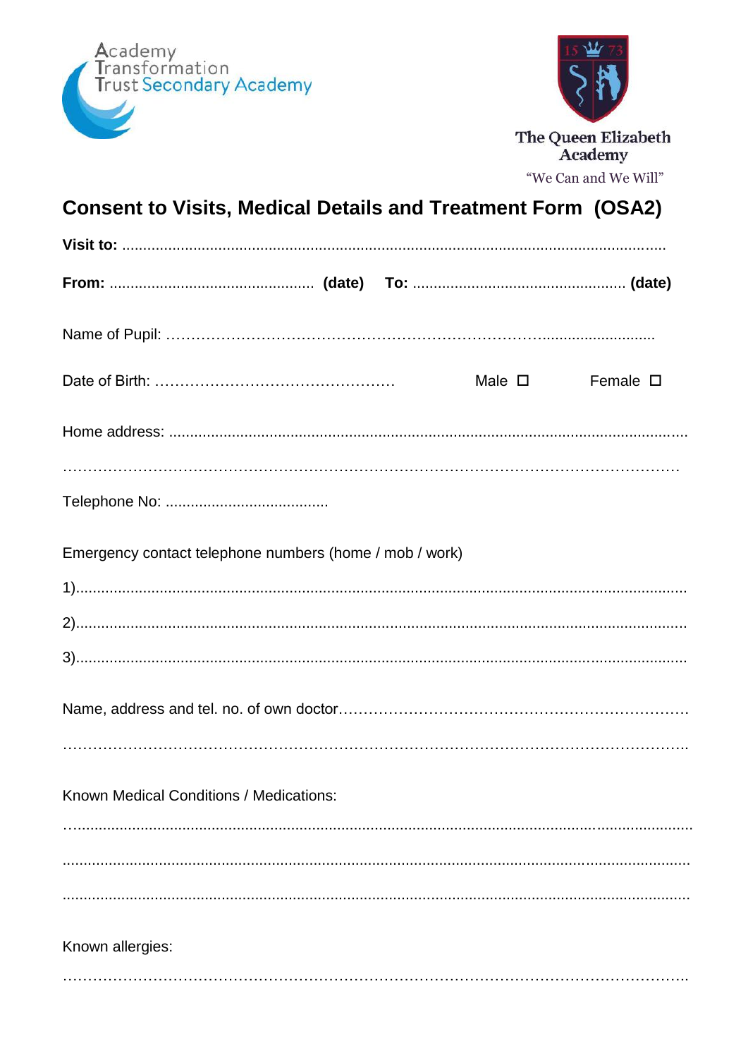Academy Transformation Trust Secondary Academy

The Queen Elizabeth Academy

"We Can and We Will"

## Consent to Visits, Medical Details and Treatment Form (OSA2)

**Visit to:** ..............................................................................................................................

**From:** ................................................ **(date)** **To:** .................................................. **(date)**

Name of Pupil: …………………………………………………………………..........................

Date of Birth: ………………………………………… Male ☐ Female ☐

Home address: ........................................................................................................................

…………………………………………………………………………………………………………

Telephone No: .......................................

Emergency contact telephone numbers (home / mob / work)

1)..................................................................................................................................................

2)..................................................................................................................................................

3)..................................................................................................................................................

Name, address and tel. no. of own doctor……………………………………………………………

………………………………………………………………………………………………………….

Known Medical Conditions / Medications:

.....................................................................................................................................................

.....................................................................................................................................................

.....................................................................................................................................................

Known allergies:

………………………………………………………………………………………………………….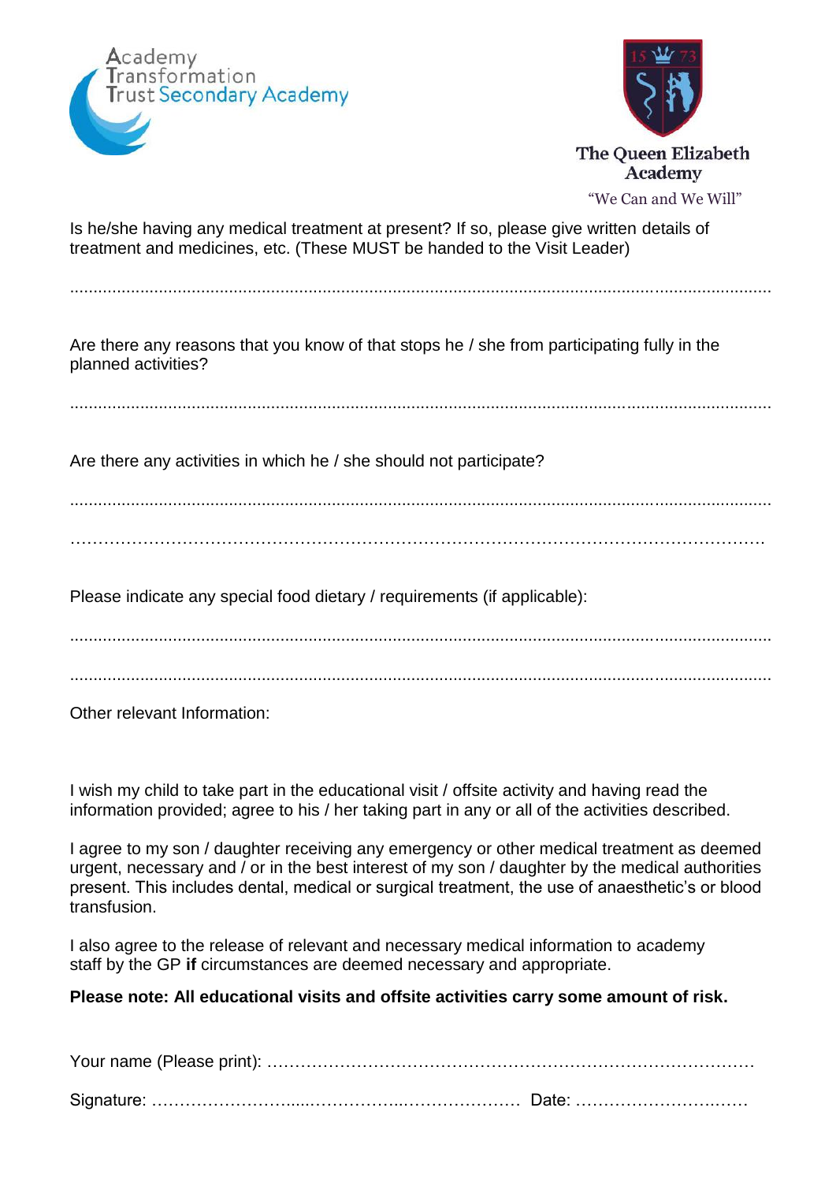Academy Transformation Trust Secondary Academy

The Queen Elizabeth Academy

"We Can and We Will"

Is he/she having any medical treatment at present? If so, please give written details of treatment and medicines, etc. (These MUST be handed to the Visit Leader)

..........................................................................................................................................

Are there any reasons that you know of that stops he / she from participating fully in the planned activities?

..........................................................................................................................................

Are there any activities in which he / she should not participate?

..........................................................................................................................................

……………………………………………………………………………………………………………

Please indicate any special food dietary / requirements (if applicable):

..........................................................................................................................................

..........................................................................................................................................

Other relevant Information:

I wish my child to take part in the educational visit / offsite activity and having read the information provided; agree to his / her taking part in any or all of the activities described.

I agree to my son / daughter receiving any emergency or other medical treatment as deemed urgent, necessary and / or in the best interest of my son / daughter by the medical authorities present. This includes dental, medical or surgical treatment, the use of anaesthetic's or blood transfusion.

I also agree to the release of relevant and necessary medical information to academy staff by the GP **if** circumstances are deemed necessary and appropriate.

**Please note: All educational visits and offsite activities carry some amount of risk.**

Your name (Please print): ……………………………………………………………………………

Signature: ………………………....……………..………………… Date: ……………………….……